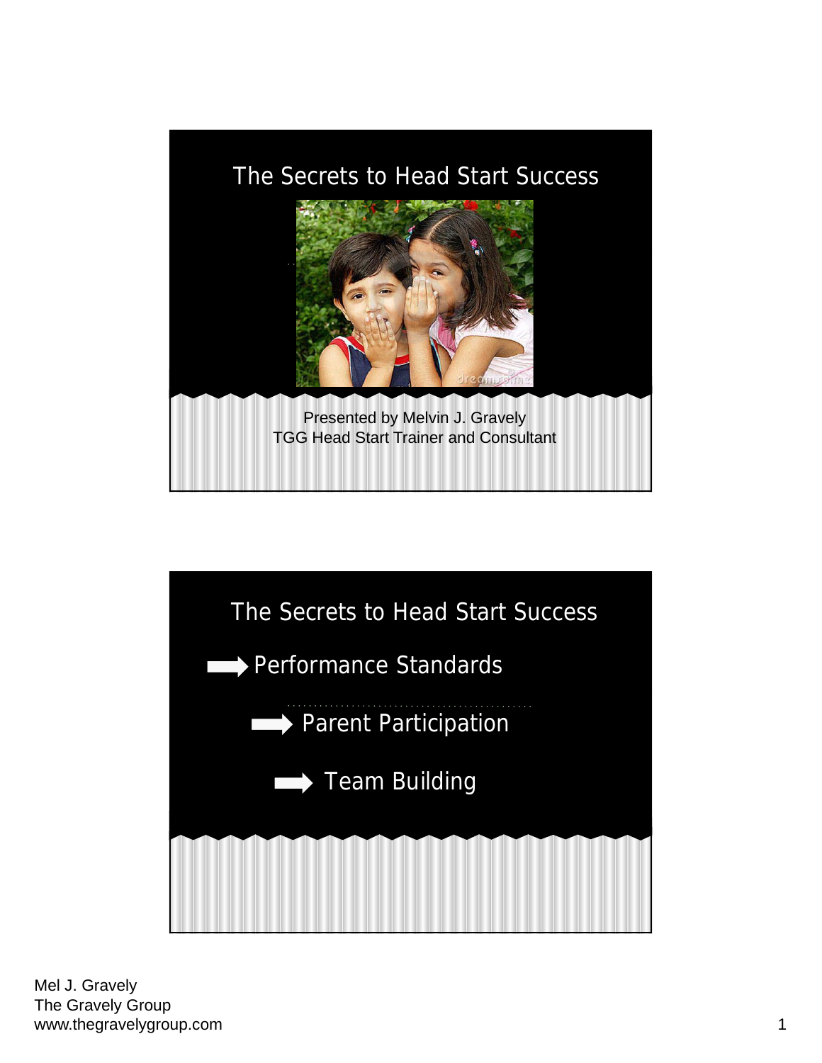## The Secrets to Head Start Success

Presented by Melvin J. Gravely
TGG Head Start Trainer and Consultant

## The Secrets to Head Start Success

- Performance Standards
- Parent Participation
- Team Building

Mel J. Gravely
The Gravely Group
www.thegravelygroup.com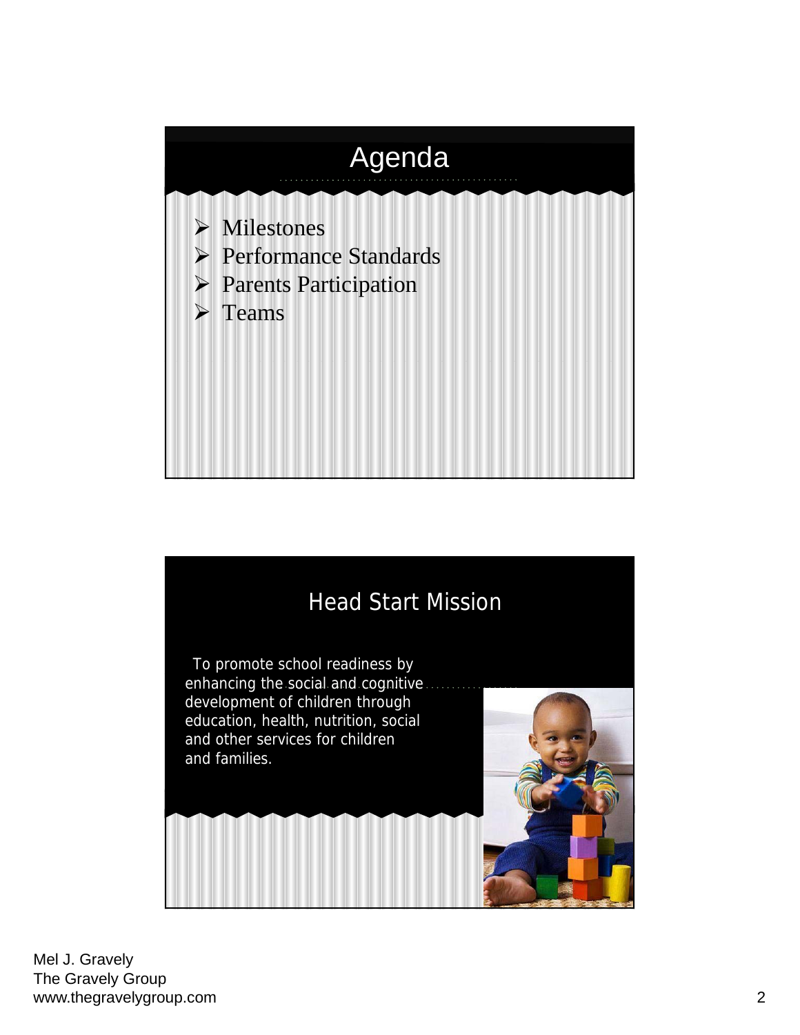## Agenda

- Milestones
- Performance Standards
- Parents Participation
- Teams

## Head Start Mission

To promote school readiness by enhancing the social and cognitive development of children through education, health, nutrition, social and other services for children and families.

Mel J. Gravely
The Gravely Group
www.thegravelygroup.com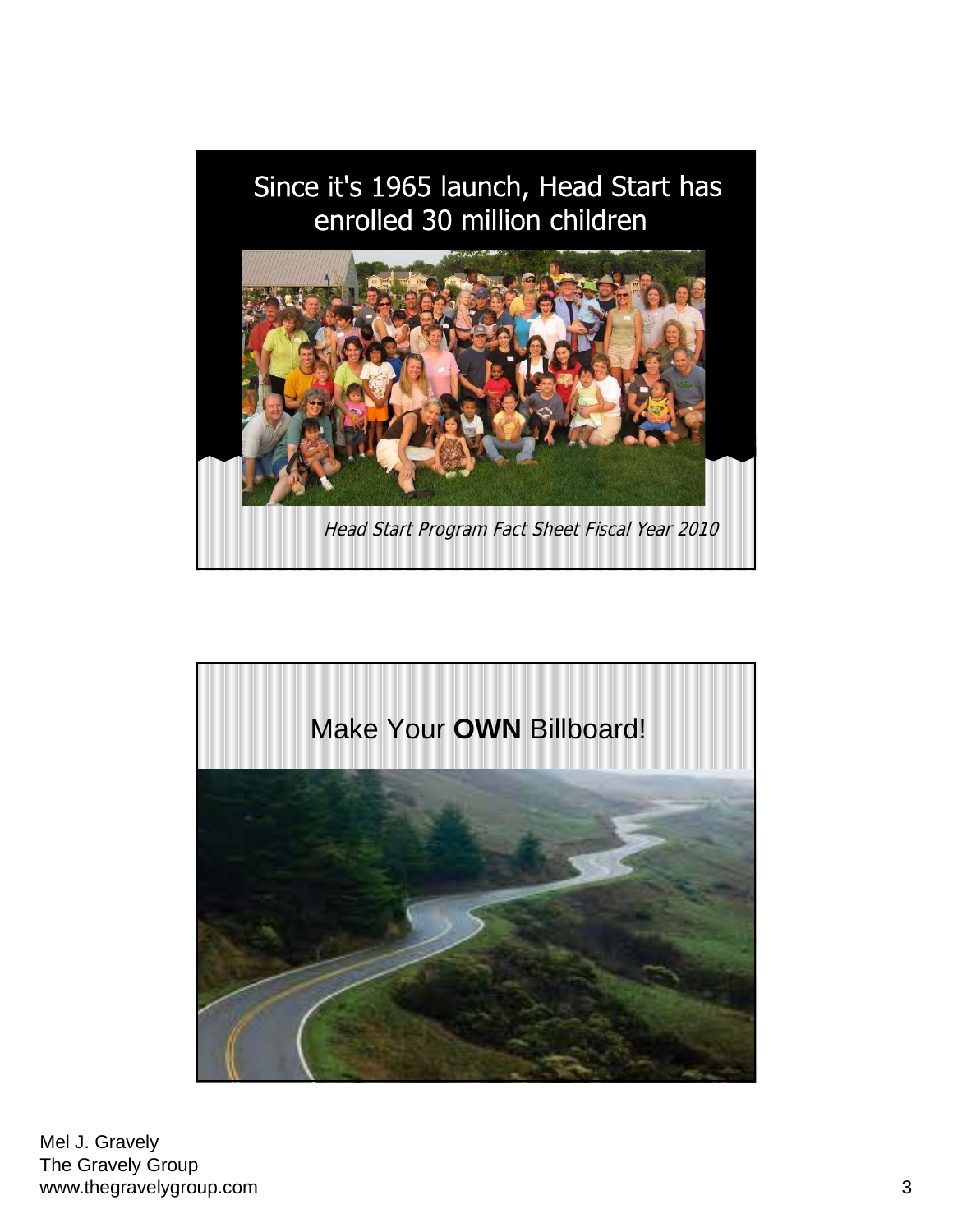## Since it's 1965 launch, Head Start has enrolled 30 million children

*Head Start Program Fact Sheet Fiscal Year 2010*

## Make Your **OWN** Billboard!

Mel J. Gravely
The Gravely Group
www.thegravelygroup.com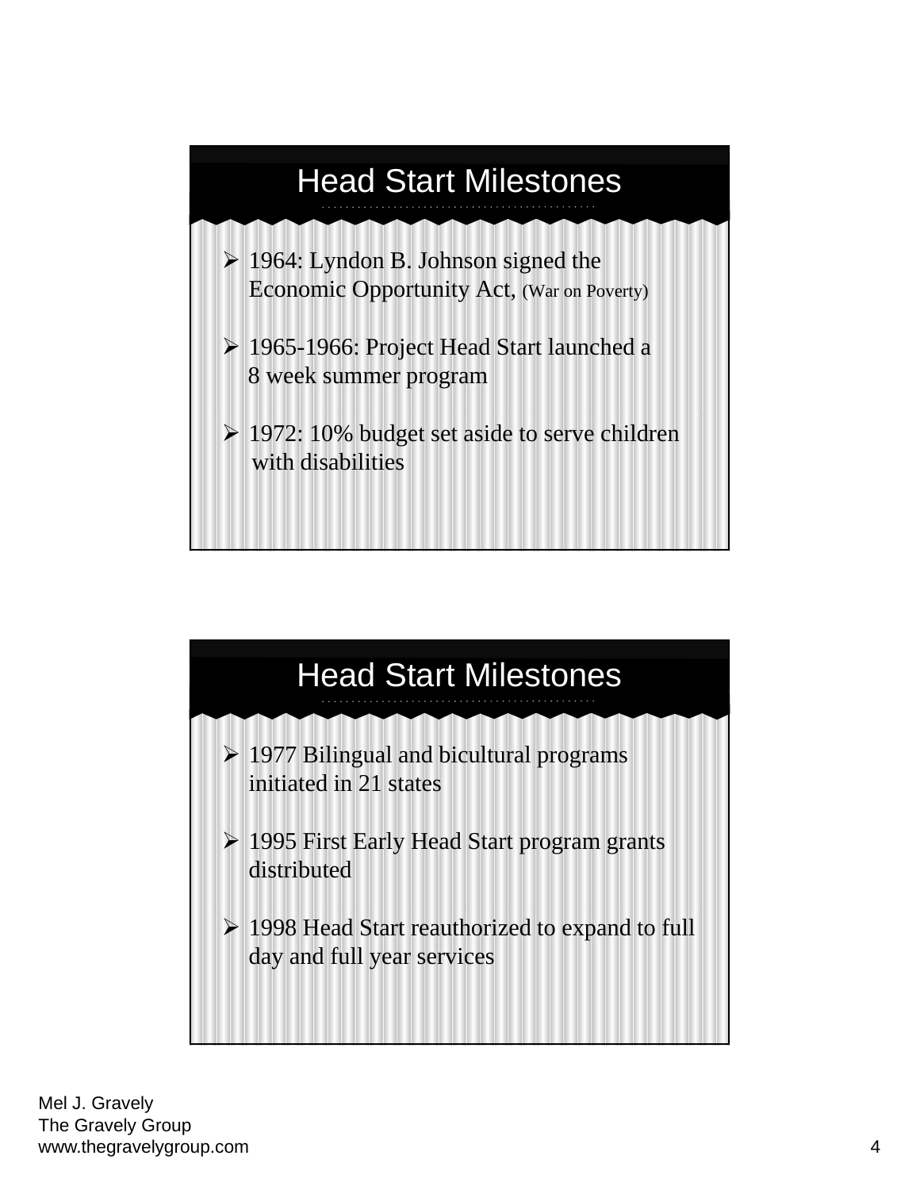## Head Start Milestones

- 1964: Lyndon B. Johnson signed the Economic Opportunity Act, (War on Poverty)
- 1965-1966: Project Head Start launched a 8 week summer program
- 1972: 10% budget set aside to serve children with disabilities

## Head Start Milestones

- 1977 Bilingual and bicultural programs initiated in 21 states
- 1995 First Early Head Start program grants distributed
- 1998 Head Start reauthorized to expand to full day and full year services

Mel J. Gravely
The Gravely Group
www.thegravelygroup.com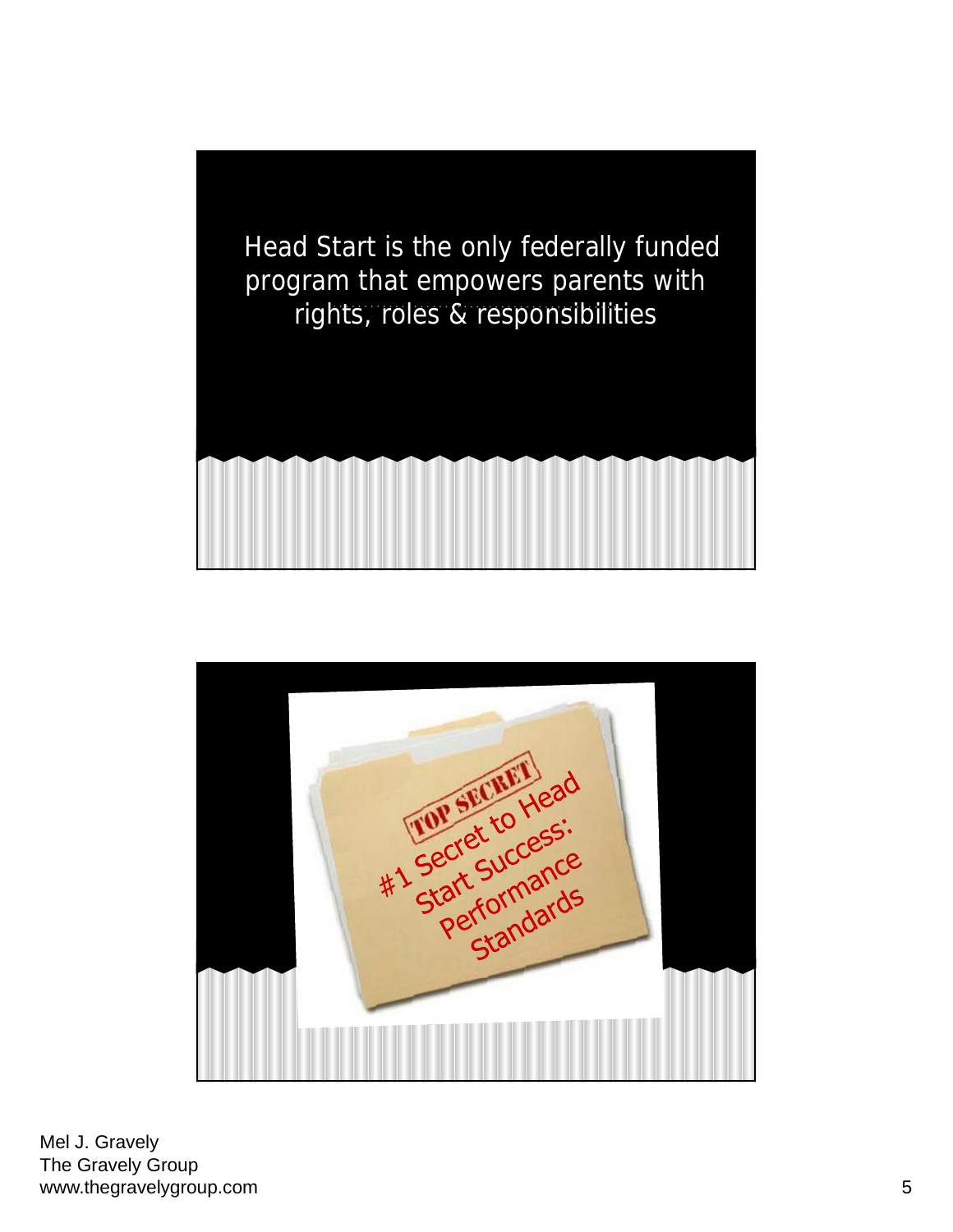Head Start is the only federally funded program that empowers parents with rights, roles & responsibilities

TOP SECRET

#1 Secret to Head Start Success: Performance Standards

Mel J. Gravely
The Gravely Group
www.thegravelygroup.com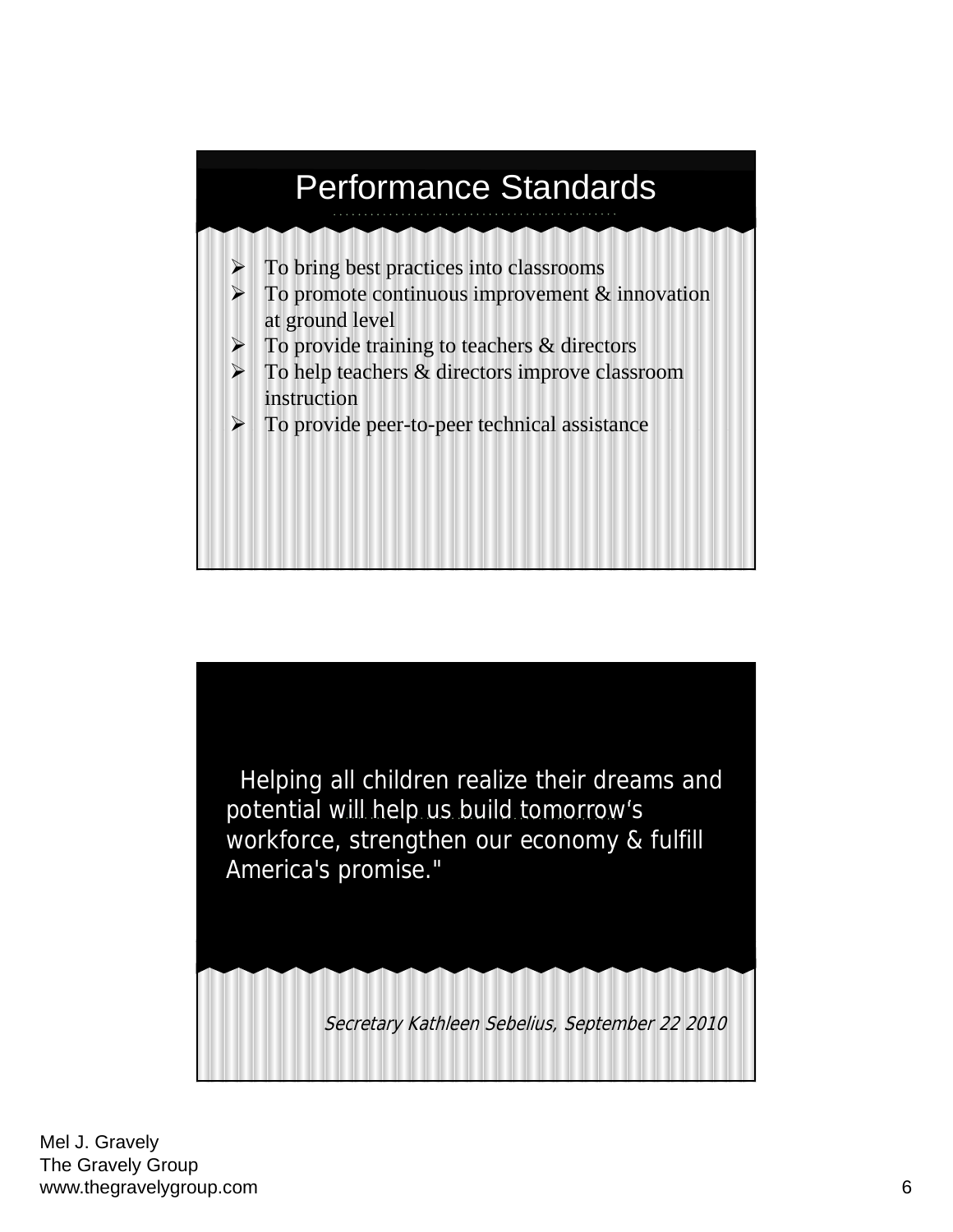## Performance Standards

- To bring best practices into classrooms
- To promote continuous improvement & innovation at ground level
- To provide training to teachers & directors
- To help teachers & directors improve classroom instruction
- To provide peer-to-peer technical assistance

Helping all children realize their dreams and potential will help us build tomorrow's workforce, strengthen our economy & fulfill America's promise."

*Secretary Kathleen Sebelius, September 22 2010*

Mel J. Gravely
The Gravely Group
www.thegravelygroup.com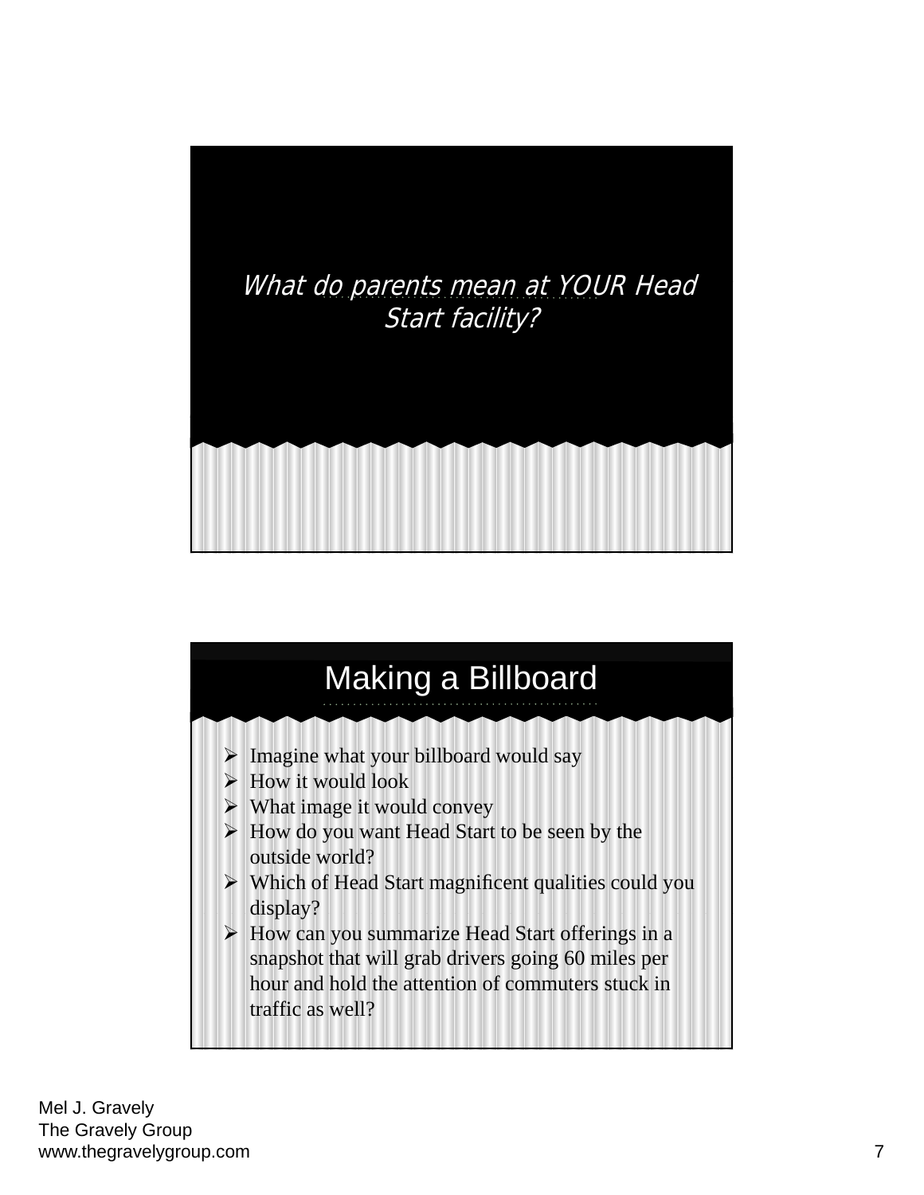*What do parents mean at YOUR Head Start facility?*

## Making a Billboard

- Imagine what your billboard would say
- How it would look
- What image it would convey
- How do you want Head Start to be seen by the outside world?
- Which of Head Start magnificent qualities could you display?
- How can you summarize Head Start offerings in a snapshot that will grab drivers going 60 miles per hour and hold the attention of commuters stuck in traffic as well?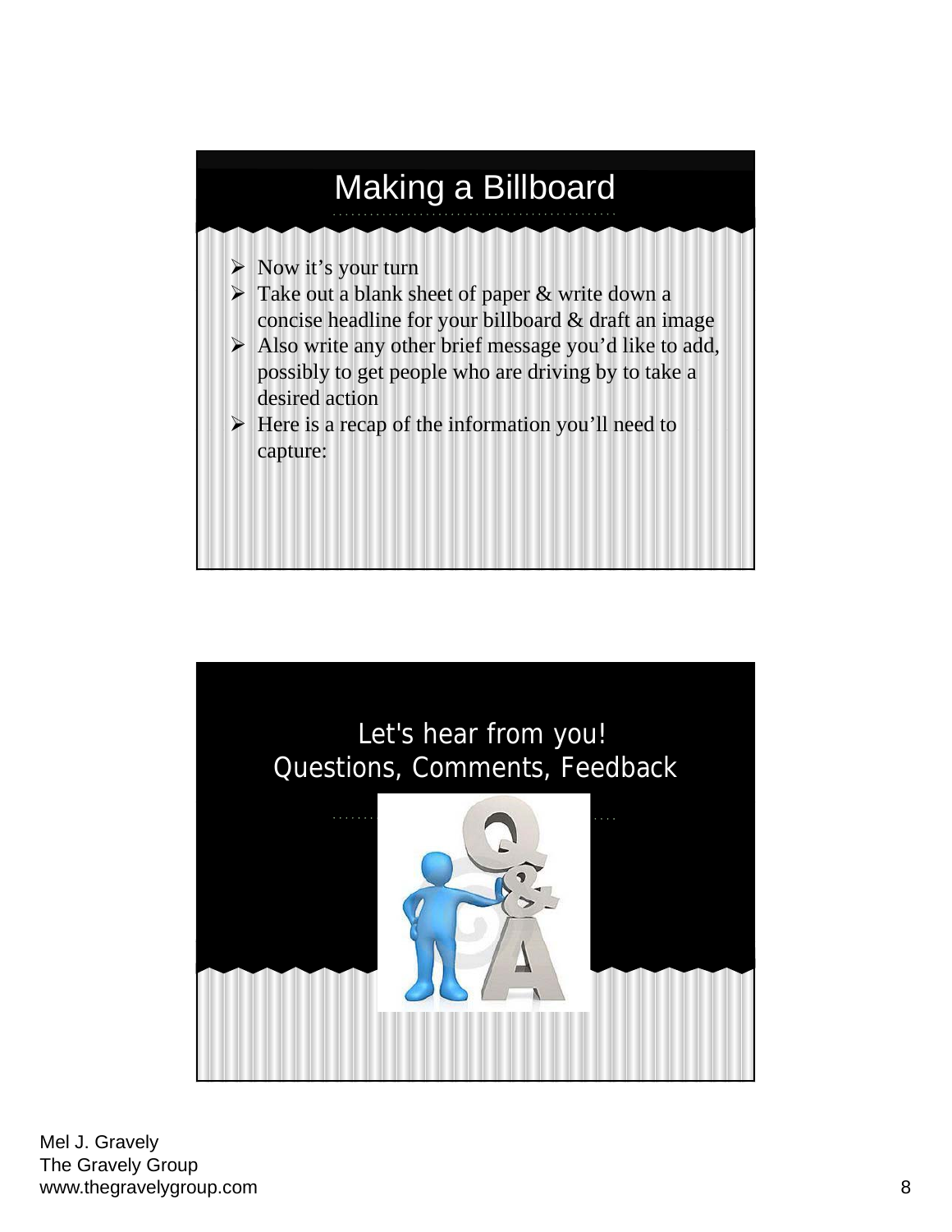## Making a Billboard

- Now it’s your turn
- Take out a blank sheet of paper & write down a concise headline for your billboard & draft an image
- Also write any other brief message you’d like to add, possibly to get people who are driving by to take a desired action
- Here is a recap of the information you’ll need to capture:

## Let's hear from you! Questions, Comments, Feedback

Mel J. Gravely
The Gravely Group
www.thegravelygroup.com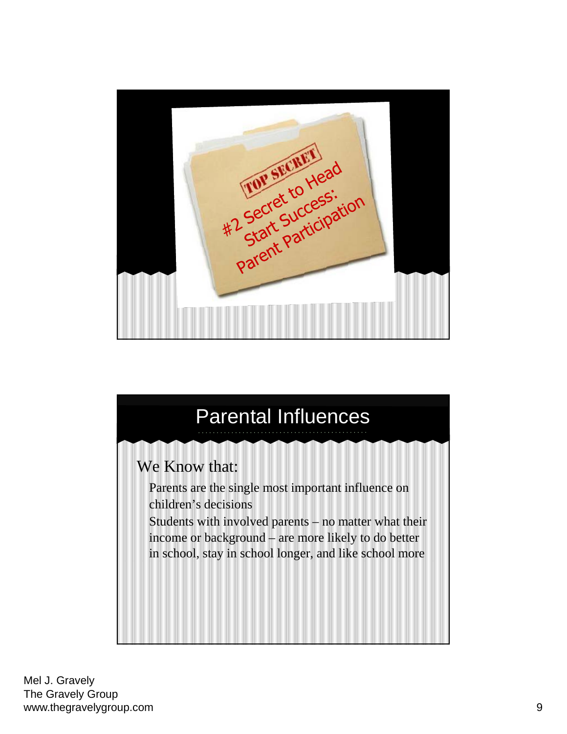#2 Secret to Head Start Success: Parent Participation

## Parental Influences

We Know that:

- Parents are the single most important influence on children's decisions
- Students with involved parents – no matter what their income or background – are more likely to do better in school, stay in school longer, and like school more

Mel J. Gravely
The Gravely Group
www.thegravelygroup.com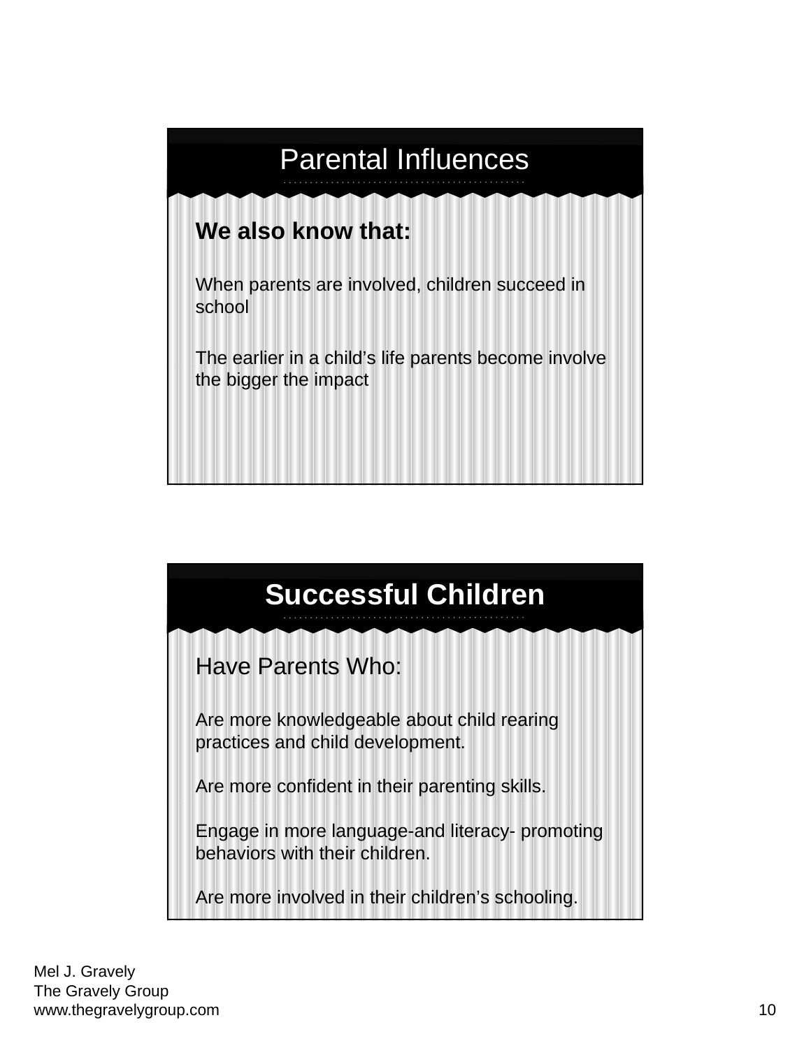## Parental Influences

**We also know that:**

When parents are involved, children succeed in school

The earlier in a child's life parents become involve the bigger the impact

## Successful Children

Have Parents Who:

Are more knowledgeable about child rearing practices and child development.

Are more confident in their parenting skills.

Engage in more language-and literacy- promoting behaviors with their children.

Are more involved in their children's schooling.

Mel J. Gravely
The Gravely Group
www.thegravelygroup.com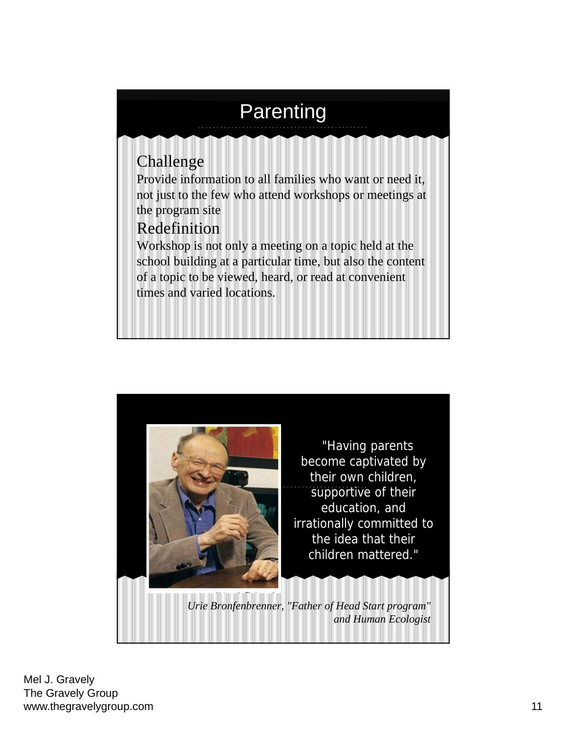## Parenting

### Challenge

Provide information to all families who want or need it, not just to the few who attend workshops or meetings at the program site

### Redefinition

Workshop is not only a meeting on a topic held at the school building at a particular time, but also the content of a topic to be viewed, heard, or read at convenient times and varied locations.

---

"Having parents become captivated by their own children, supportive of their education, and irrationally committed to the idea that their children mattered."

*Urie Bronfenbrenner, "Father of Head Start program" and Human Ecologist*

Mel J. Gravely
The Gravely Group
www.thegravelygroup.com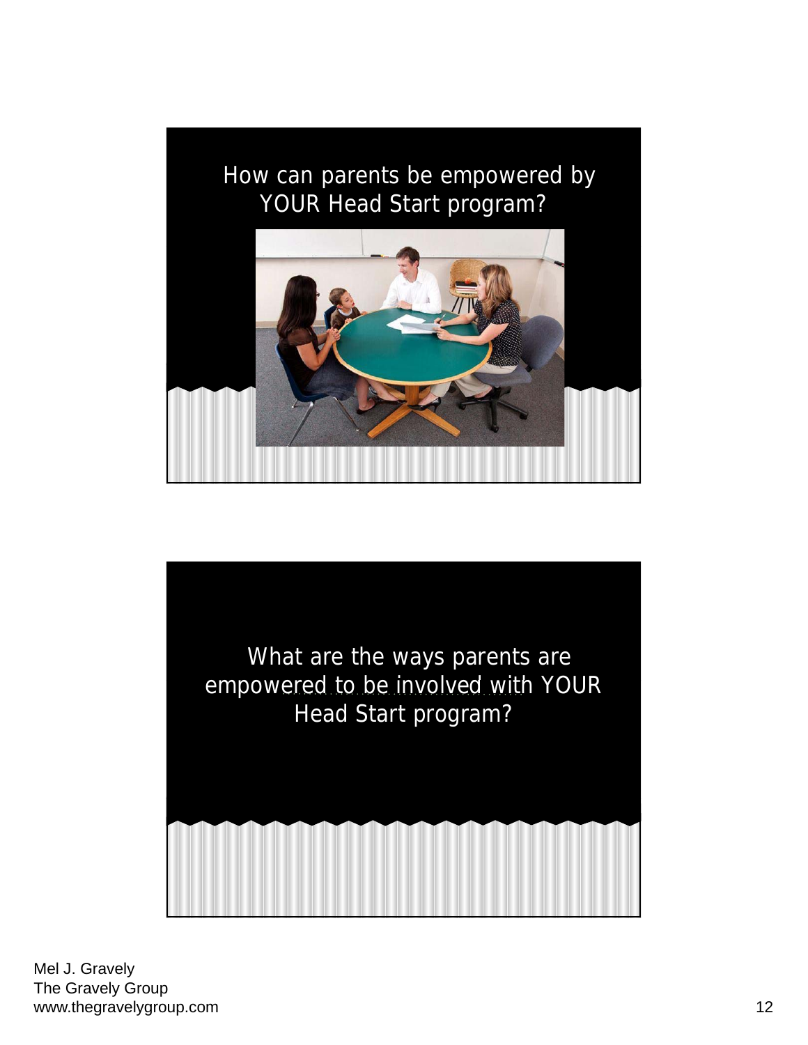How can parents be empowered by YOUR Head Start program?

What are the ways parents are empowered to be involved with YOUR Head Start program?

Mel J. Gravely
The Gravely Group
www.thegravelygroup.com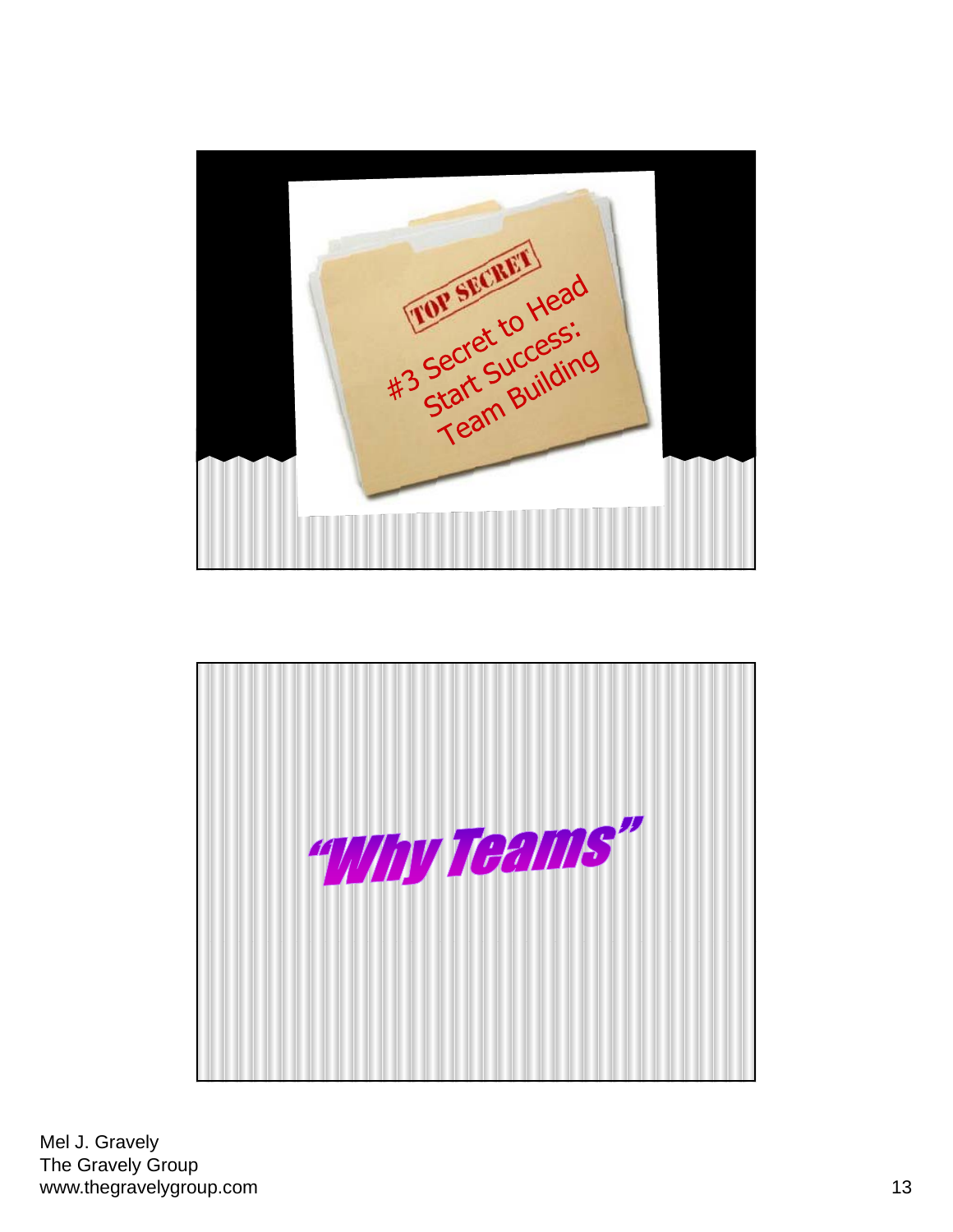TOP SECRET

#3 Secret to Head Start Success: Team Building

"Why Teams"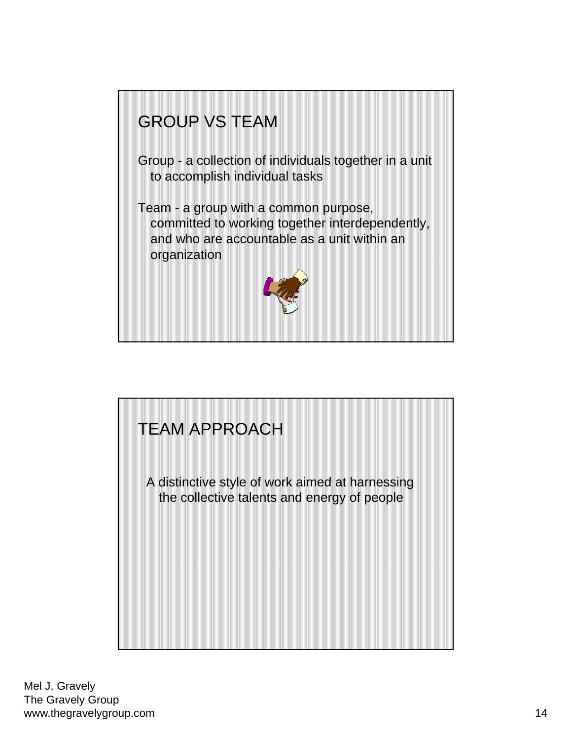## GROUP VS TEAM

Group - a collection of individuals together in a unit to accomplish individual tasks

Team - a group with a common purpose, committed to working together interdependently, and who are accountable as a unit within an organization

## TEAM APPROACH

A distinctive style of work aimed at harnessing the collective talents and energy of people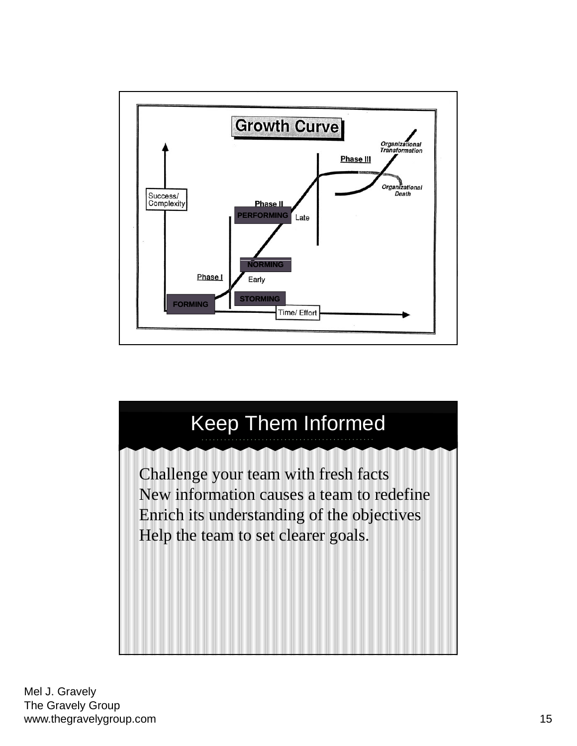## Growth Curve

- Success/ Complexity
- Time/ Effort
- Phase I
- Phase II
- Phase III
- FORMING
- STORMING
- NORMING
- Early
- PERFORMING
- Late
- Organizational Transformation
- Organizational Death

## Keep Them Informed

Challenge your team with fresh facts
New information causes a team to redefine
Enrich its understanding of the objectives
Help the team to set clearer goals.

Mel J. Gravely
The Gravely Group
www.thegravelygroup.com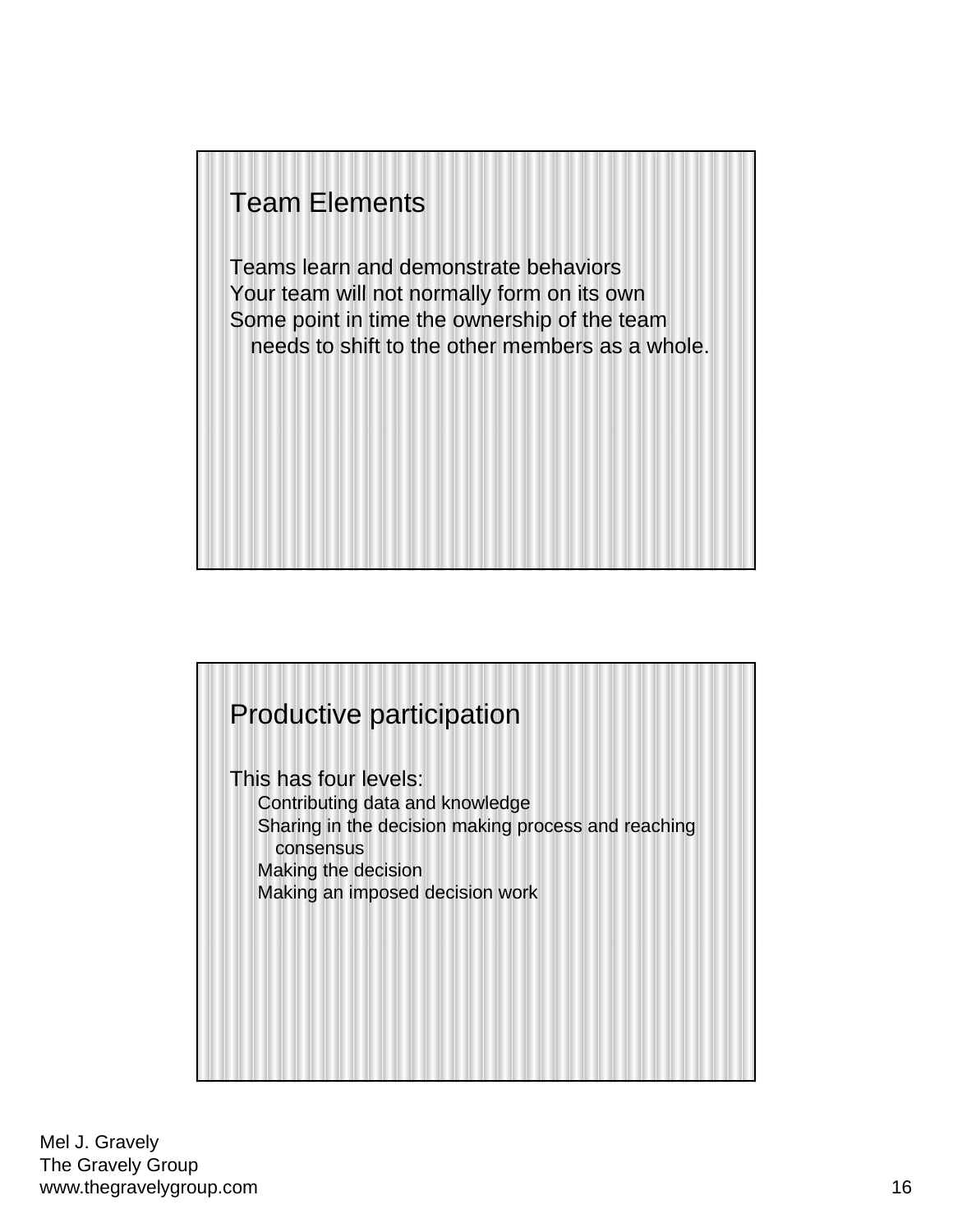## Team Elements

Teams learn and demonstrate behaviors
Your team will not normally form on its own
Some point in time the ownership of the team needs to shift to the other members as a whole.

## Productive participation

This has four levels:

- Contributing data and knowledge
- Sharing in the decision making process and reaching consensus
- Making the decision
- Making an imposed decision work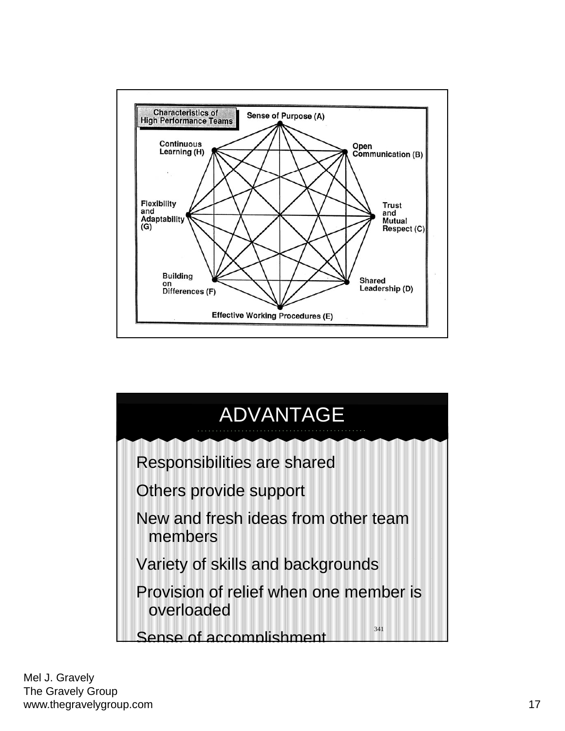**Characteristics of High Performance Teams**

- Sense of Purpose (A)
- Open Communication (B)
- Trust and Mutual Respect (C)
- Shared Leadership (D)
- Effective Working Procedures (E)
- Building on Differences (F)
- Flexibility and Adaptability (G)
- Continuous Learning (H)

# ADVANTAGE

- Responsibilities are shared
- Others provide support
- New and fresh ideas from other team members
- Variety of skills and backgrounds
- Provision of relief when one member is overloaded
- Sense of accomplishment

341

Mel J. Gravely
The Gravely Group
www.thegravelygroup.com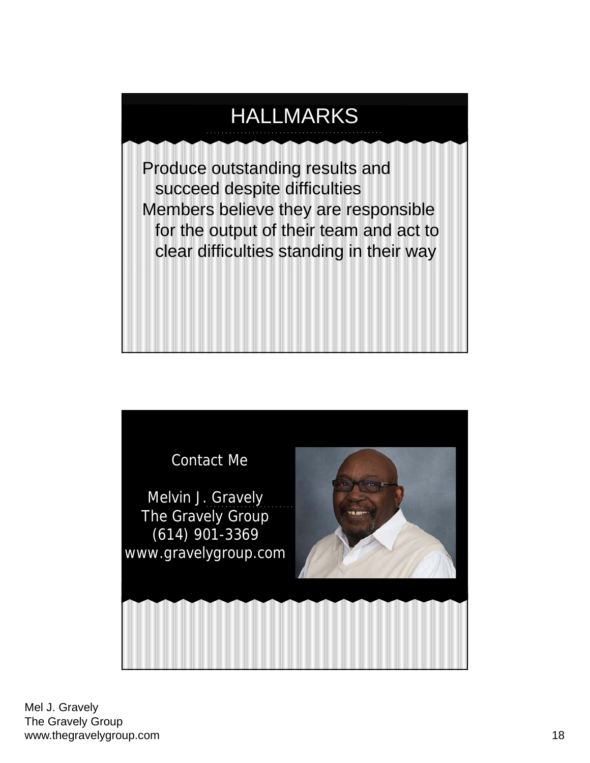## HALLMARKS

- Produce outstanding results and succeed despite difficulties
- Members believe they are responsible for the output of their team and act to clear difficulties standing in their way

Contact Me

Melvin J. Gravely
The Gravely Group
(614) 901-3369
www.gravelygroup.com